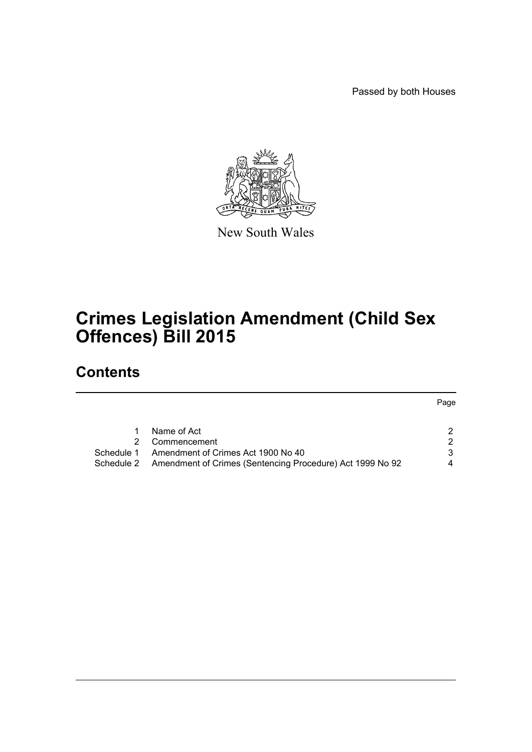Passed by both Houses

New South Wales

# Crimes Legislation Amendment (Child Sex Offences) Bill 2015

## Contents

| | | Page |
|---|---|---|
| 1 | Name of Act | 2 |
| 2 | Commencement | 2 |
| Schedule 1 | Amendment of Crimes Act 1900 No 40 | 3 |
| Schedule 2 | Amendment of Crimes (Sentencing Procedure) Act 1999 No 92 | 4 |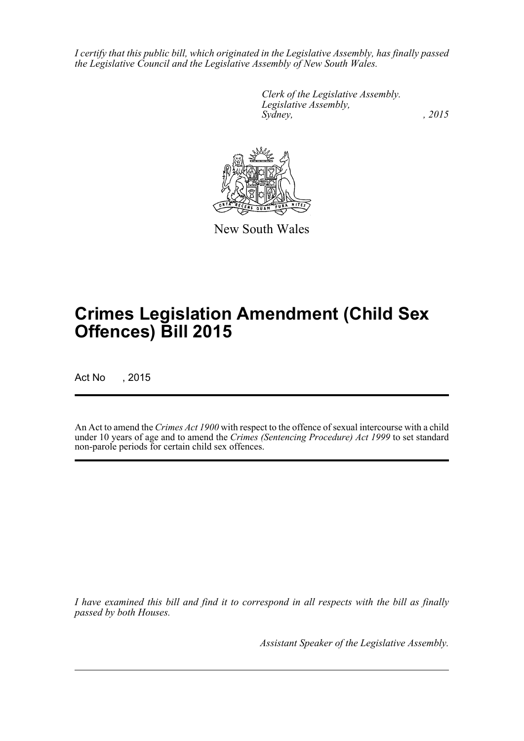*I certify that this public bill, which originated in the Legislative Assembly, has finally passed the Legislative Council and the Legislative Assembly of New South Wales.*

*Clerk of the Legislative Assembly.*
*Legislative Assembly,*
*Sydney, , 2015*

New South Wales

# Crimes Legislation Amendment (Child Sex Offences) Bill 2015

Act No , 2015

An Act to amend the *Crimes Act 1900* with respect to the offence of sexual intercourse with a child under 10 years of age and to amend the *Crimes (Sentencing Procedure) Act 1999* to set standard non-parole periods for certain child sex offences.

*I have examined this bill and find it to correspond in all respects with the bill as finally passed by both Houses.*

*Assistant Speaker of the Legislative Assembly.*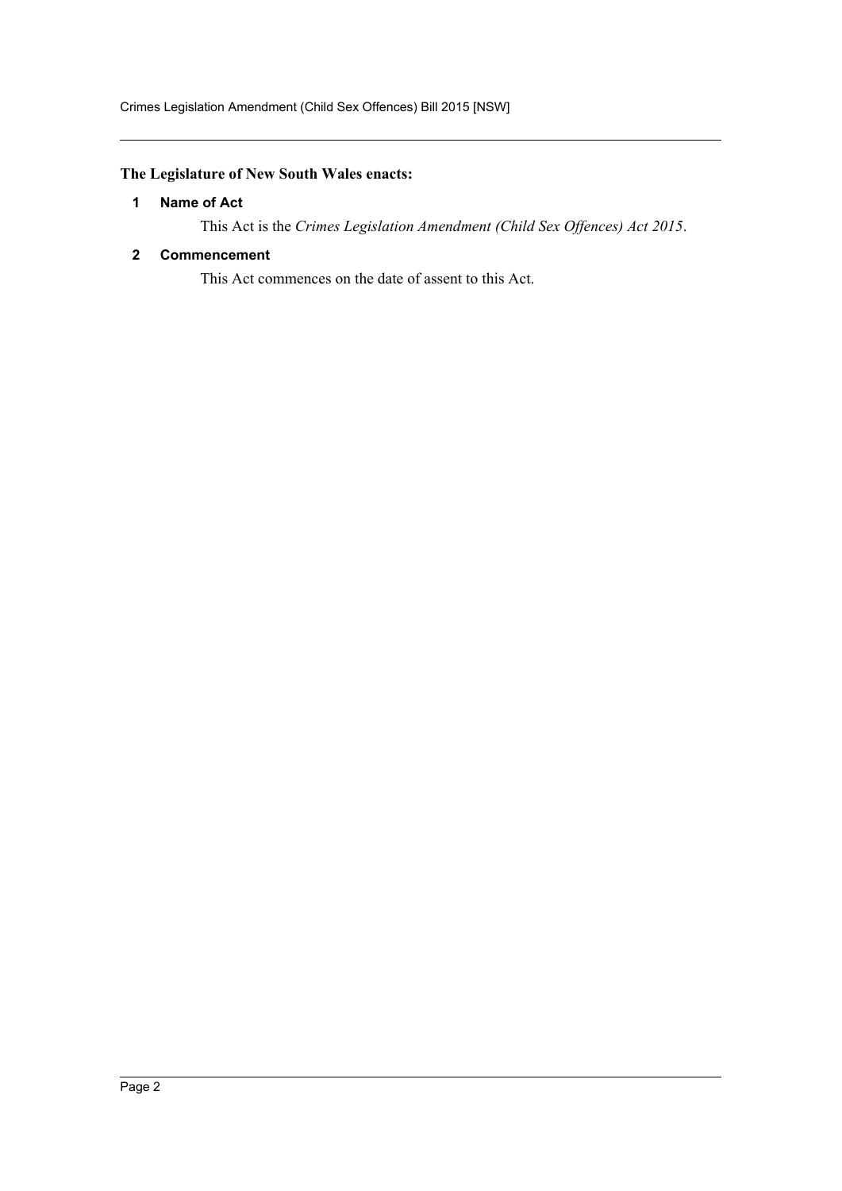**The Legislature of New South Wales enacts:**

### 1 Name of Act

This Act is the *Crimes Legislation Amendment (Child Sex Offences) Act 2015*.

### 2 Commencement

This Act commences on the date of assent to this Act.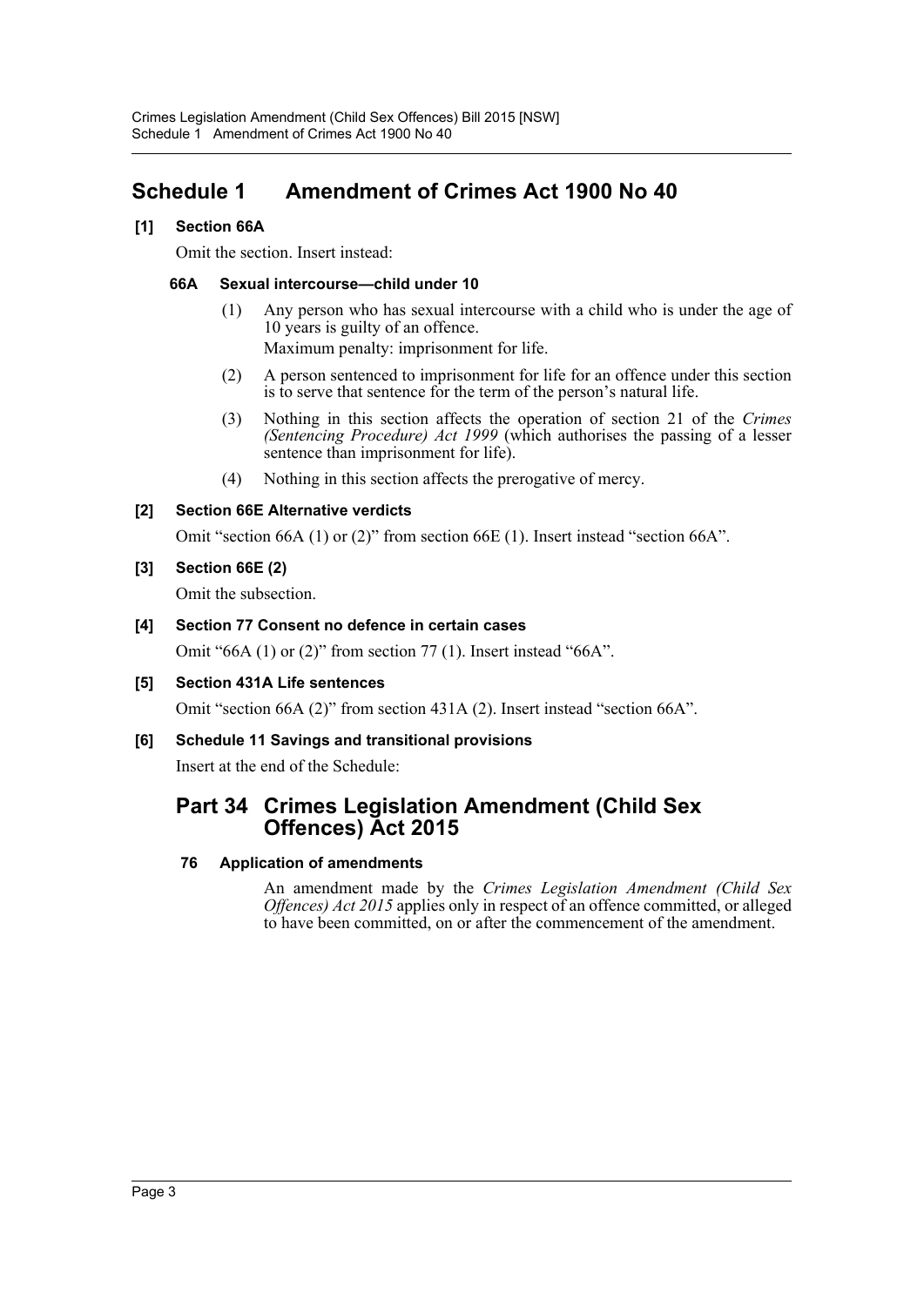# Schedule 1 Amendment of Crimes Act 1900 No 40

**[1] Section 66A**

Omit the section. Insert instead:

**66A Sexual intercourse—child under 10**

(1) Any person who has sexual intercourse with a child who is under the age of 10 years is guilty of an offence.

Maximum penalty: imprisonment for life.

(2) A person sentenced to imprisonment for life for an offence under this section is to serve that sentence for the term of the person's natural life.

(3) Nothing in this section affects the operation of section 21 of the *Crimes (Sentencing Procedure) Act 1999* (which authorises the passing of a lesser sentence than imprisonment for life).

(4) Nothing in this section affects the prerogative of mercy.

**[2] Section 66E Alternative verdicts**

Omit "section 66A (1) or (2)" from section 66E (1). Insert instead "section 66A".

**[3] Section 66E (2)**

Omit the subsection.

**[4] Section 77 Consent no defence in certain cases**

Omit "66A (1) or (2)" from section 77 (1). Insert instead "66A".

**[5] Section 431A Life sentences**

Omit "section 66A (2)" from section 431A (2). Insert instead "section 66A".

**[6] Schedule 11 Savings and transitional provisions**

Insert at the end of the Schedule:

## Part 34 Crimes Legislation Amendment (Child Sex Offences) Act 2015

**76 Application of amendments**

An amendment made by the *Crimes Legislation Amendment (Child Sex Offences) Act 2015* applies only in respect of an offence committed, or alleged to have been committed, on or after the commencement of the amendment.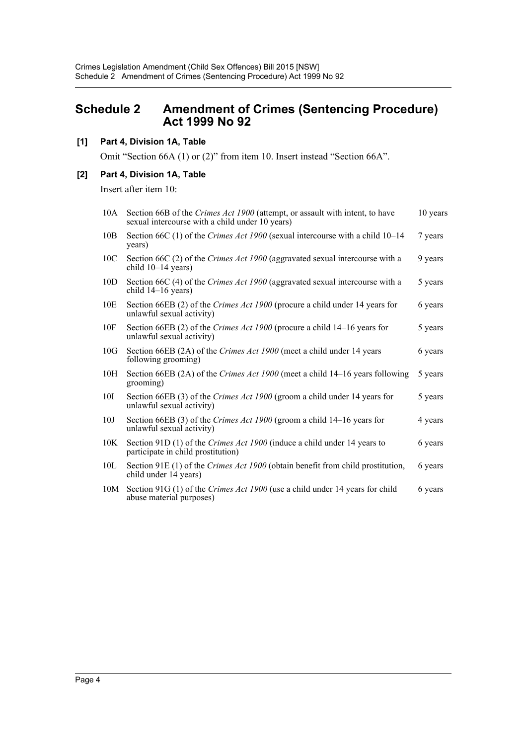# Schedule 2 Amendment of Crimes (Sentencing Procedure) Act 1999 No 92

**[1] Part 4, Division 1A, Table**

Omit "Section 66A (1) or (2)" from item 10. Insert instead "Section 66A".

**[2] Part 4, Division 1A, Table**

Insert after item 10:

| | | |
|---|---|---|
| 10A | Section 66B of the *Crimes Act 1900* (attempt, or assault with intent, to have sexual intercourse with a child under 10 years) | 10 years |
| 10B | Section 66C (1) of the *Crimes Act 1900* (sexual intercourse with a child 10–14 years) | 7 years |
| 10C | Section 66C (2) of the *Crimes Act 1900* (aggravated sexual intercourse with a child 10–14 years) | 9 years |
| 10D | Section 66C (4) of the *Crimes Act 1900* (aggravated sexual intercourse with a child 14–16 years) | 5 years |
| 10E | Section 66EB (2) of the *Crimes Act 1900* (procure a child under 14 years for unlawful sexual activity) | 6 years |
| 10F | Section 66EB (2) of the *Crimes Act 1900* (procure a child 14–16 years for unlawful sexual activity) | 5 years |
| 10G | Section 66EB (2A) of the *Crimes Act 1900* (meet a child under 14 years following grooming) | 6 years |
| 10H | Section 66EB (2A) of the *Crimes Act 1900* (meet a child 14–16 years following grooming) | 5 years |
| 10I | Section 66EB (3) of the *Crimes Act 1900* (groom a child under 14 years for unlawful sexual activity) | 5 years |
| 10J | Section 66EB (3) of the *Crimes Act 1900* (groom a child 14–16 years for unlawful sexual activity) | 4 years |
| 10K | Section 91D (1) of the *Crimes Act 1900* (induce a child under 14 years to participate in child prostitution) | 6 years |
| 10L | Section 91E (1) of the *Crimes Act 1900* (obtain benefit from child prostitution, child under 14 years) | 6 years |
| 10M | Section 91G (1) of the *Crimes Act 1900* (use a child under 14 years for child abuse material purposes) | 6 years |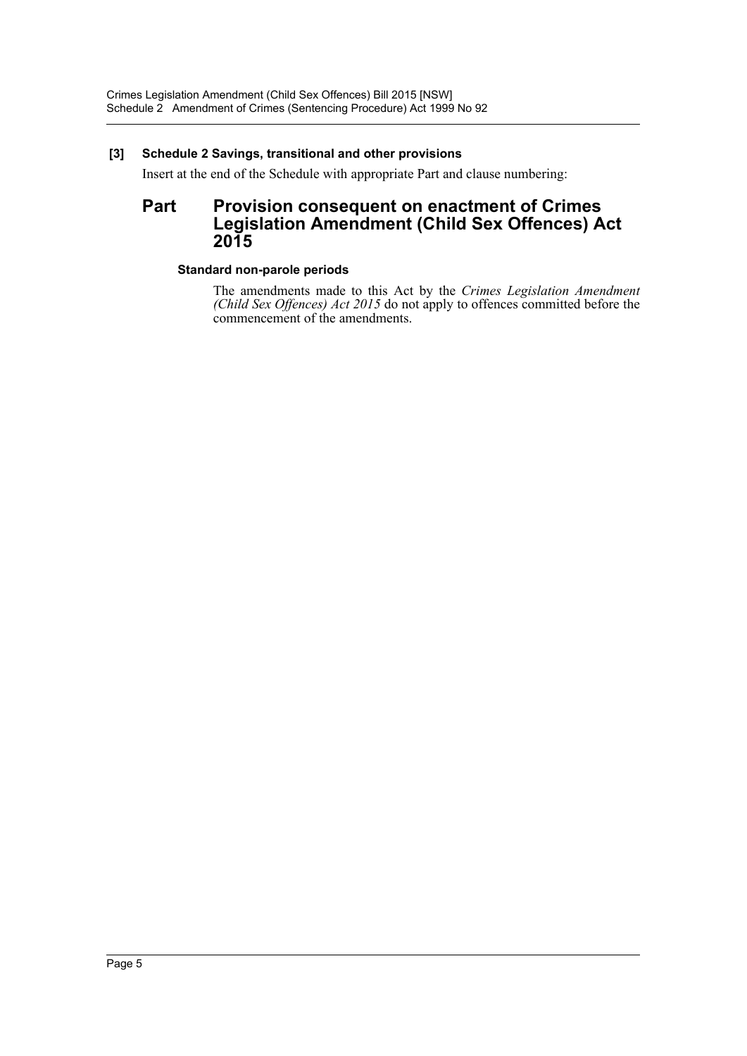**[3] Schedule 2 Savings, transitional and other provisions**

Insert at the end of the Schedule with appropriate Part and clause numbering:

## Part Provision consequent on enactment of Crimes Legislation Amendment (Child Sex Offences) Act 2015

**Standard non-parole periods**

The amendments made to this Act by the *Crimes Legislation Amendment (Child Sex Offences) Act 2015* do not apply to offences committed before the commencement of the amendments.